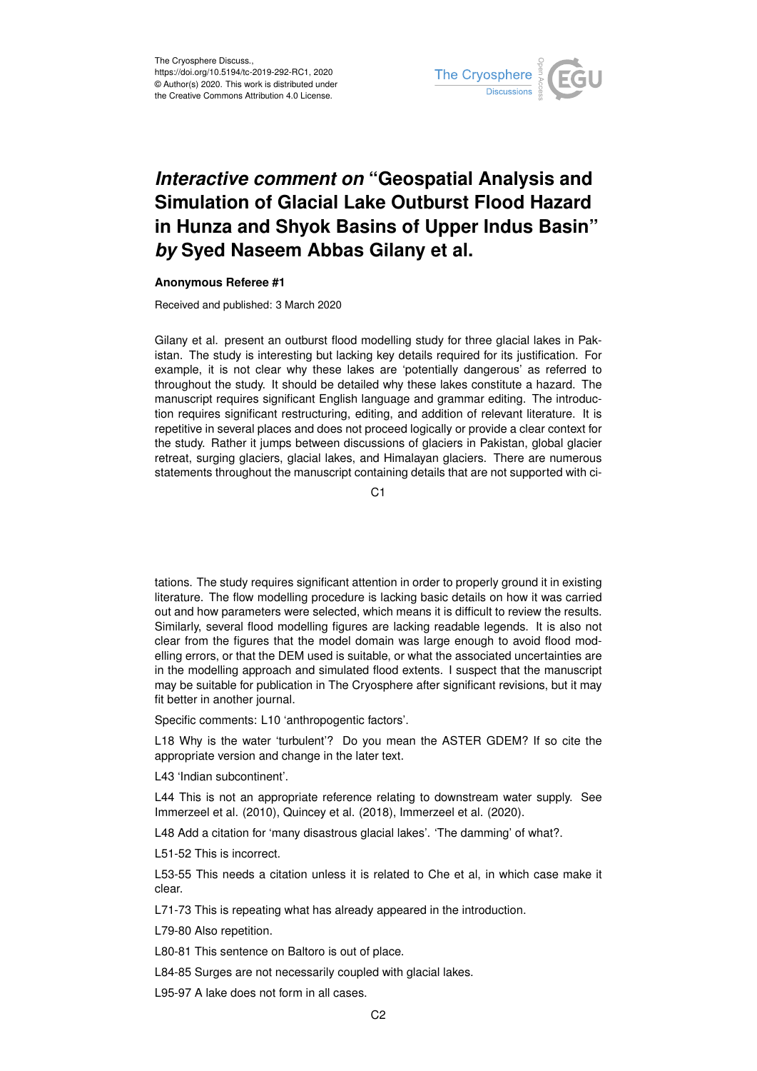# *Interactive comment on* "Geospatial Analysis and Simulation of Glacial Lake Outburst Flood Hazard in Hunza and Shyok Basins of Upper Indus Basin" *by* Syed Naseem Abbas Gilany et al.

**Anonymous Referee #1**

Received and published: 3 March 2020

Gilany et al. present an outburst flood modelling study for three glacial lakes in Pakistan. The study is interesting but lacking key details required for its justification. For example, it is not clear why these lakes are 'potentially dangerous' as referred to throughout the study. It should be detailed why these lakes constitute a hazard. The manuscript requires significant English language and grammar editing. The introduction requires significant restructuring, editing, and addition of relevant literature. It is repetitive in several places and does not proceed logically or provide a clear context for the study. Rather it jumps between discussions of glaciers in Pakistan, global glacier retreat, surging glaciers, glacial lakes, and Himalayan glaciers. There are numerous statements throughout the manuscript containing details that are not supported with citations. The study requires significant attention in order to properly ground it in existing literature. The flow modelling procedure is lacking basic details on how it was carried out and how parameters were selected, which means it is difficult to review the results. Similarly, several flood modelling figures are lacking readable legends. It is also not clear from the figures that the model domain was large enough to avoid flood modelling errors, or that the DEM used is suitable, or what the associated uncertainties are in the modelling approach and simulated flood extents. I suspect that the manuscript may be suitable for publication in The Cryosphere after significant revisions, but it may fit better in another journal.

Specific comments: L10 'anthropogentic factors'.

L18 Why is the water 'turbulent'? Do you mean the ASTER GDEM? If so cite the appropriate version and change in the later text.

L43 'Indian subcontinent'.

L44 This is not an appropriate reference relating to downstream water supply. See Immerzeel et al. (2010), Quincey et al. (2018), Immerzeel et al. (2020).

L48 Add a citation for 'many disastrous glacial lakes'. 'The damming' of what?.

L51-52 This is incorrect.

L53-55 This needs a citation unless it is related to Che et al, in which case make it clear.

L71-73 This is repeating what has already appeared in the introduction.

L79-80 Also repetition.

L80-81 This sentence on Baltoro is out of place.

L84-85 Surges are not necessarily coupled with glacial lakes.

L95-97 A lake does not form in all cases.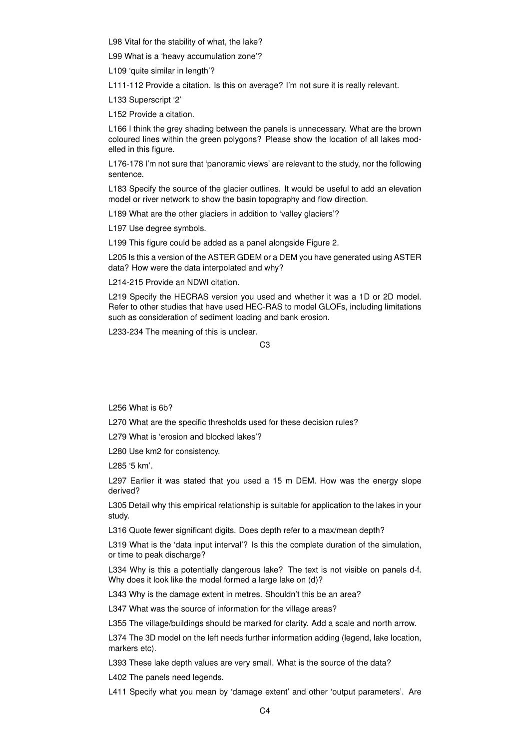L98 Vital for the stability of what, the lake?

L99 What is a 'heavy accumulation zone'?

L109 'quite similar in length'?

L111-112 Provide a citation. Is this on average? I'm not sure it is really relevant.

L133 Superscript '2'

L152 Provide a citation.

L166 I think the grey shading between the panels is unnecessary. What are the brown coloured lines within the green polygons? Please show the location of all lakes modelled in this figure.

L176-178 I'm not sure that 'panoramic views' are relevant to the study, nor the following sentence.

L183 Specify the source of the glacier outlines. It would be useful to add an elevation model or river network to show the basin topography and flow direction.

L189 What are the other glaciers in addition to 'valley glaciers'?

L197 Use degree symbols.

L199 This figure could be added as a panel alongside Figure 2.

L205 Is this a version of the ASTER GDEM or a DEM you have generated using ASTER data? How were the data interpolated and why?

L214-215 Provide an NDWI citation.

L219 Specify the HECRAS version you used and whether it was a 1D or 2D model. Refer to other studies that have used HEC-RAS to model GLOFs, including limitations such as consideration of sediment loading and bank erosion.

L233-234 The meaning of this is unclear.

L256 What is 6b?

L270 What are the specific thresholds used for these decision rules?

L279 What is 'erosion and blocked lakes'?

L280 Use km2 for consistency.

L285 '5 km'.

L297 Earlier it was stated that you used a 15 m DEM. How was the energy slope derived?

L305 Detail why this empirical relationship is suitable for application to the lakes in your study.

L316 Quote fewer significant digits. Does depth refer to a max/mean depth?

L319 What is the 'data input interval'? Is this the complete duration of the simulation, or time to peak discharge?

L334 Why is this a potentially dangerous lake? The text is not visible on panels d-f. Why does it look like the model formed a large lake on (d)?

L343 Why is the damage extent in metres. Shouldn't this be an area?

L347 What was the source of information for the village areas?

L355 The village/buildings should be marked for clarity. Add a scale and north arrow.

L374 The 3D model on the left needs further information adding (legend, lake location, markers etc).

L393 These lake depth values are very small. What is the source of the data?

L402 The panels need legends.

L411 Specify what you mean by 'damage extent' and other 'output parameters'. Are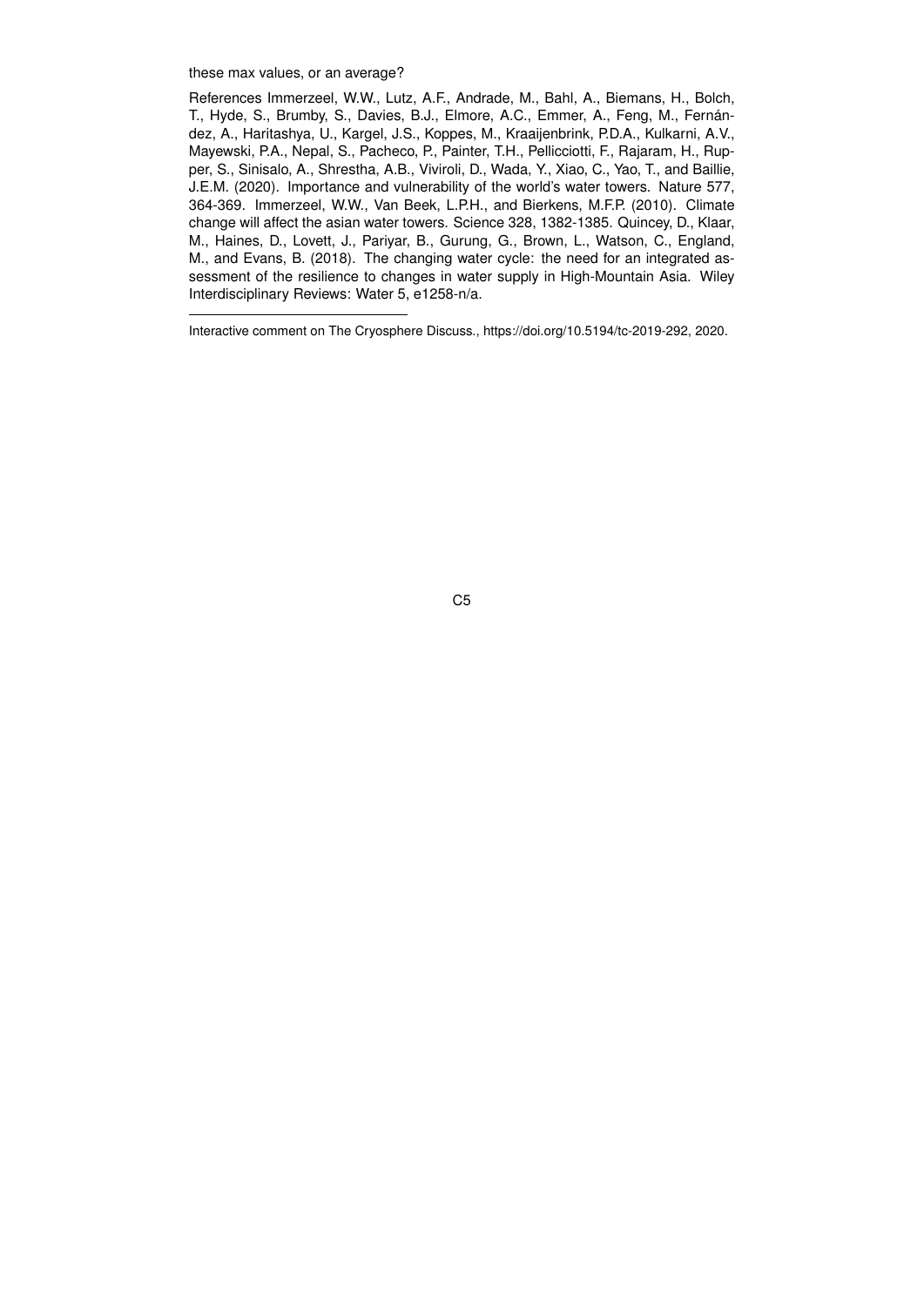these max values, or an average?

References Immerzeel, W.W., Lutz, A.F., Andrade, M., Bahl, A., Biemans, H., Bolch, T., Hyde, S., Brumby, S., Davies, B.J., Elmore, A.C., Emmer, A., Feng, M., Fernández, A., Haritashya, U., Kargel, J.S., Koppes, M., Kraaijenbrink, P.D.A., Kulkarni, A.V., Mayewski, P.A., Nepal, S., Pacheco, P., Painter, T.H., Pellicciotti, F., Rajaram, H., Rupper, S., Sinisalo, A., Shrestha, A.B., Viviroli, D., Wada, Y., Xiao, C., Yao, T., and Baillie, J.E.M. (2020). Importance and vulnerability of the world's water towers. Nature 577, 364-369. Immerzeel, W.W., Van Beek, L.P.H., and Bierkens, M.F.P. (2010). Climate change will affect the asian water towers. Science 328, 1382-1385. Quincey, D., Klaar, M., Haines, D., Lovett, J., Pariyar, B., Gurung, G., Brown, L., Watson, C., England, M., and Evans, B. (2018). The changing water cycle: the need for an integrated assessment of the resilience to changes in water supply in High-Mountain Asia. Wiley Interdisciplinary Reviews: Water 5, e1258-n/a.

---

Interactive comment on The Cryosphere Discuss., https://doi.org/10.5194/tc-2019-292, 2020.